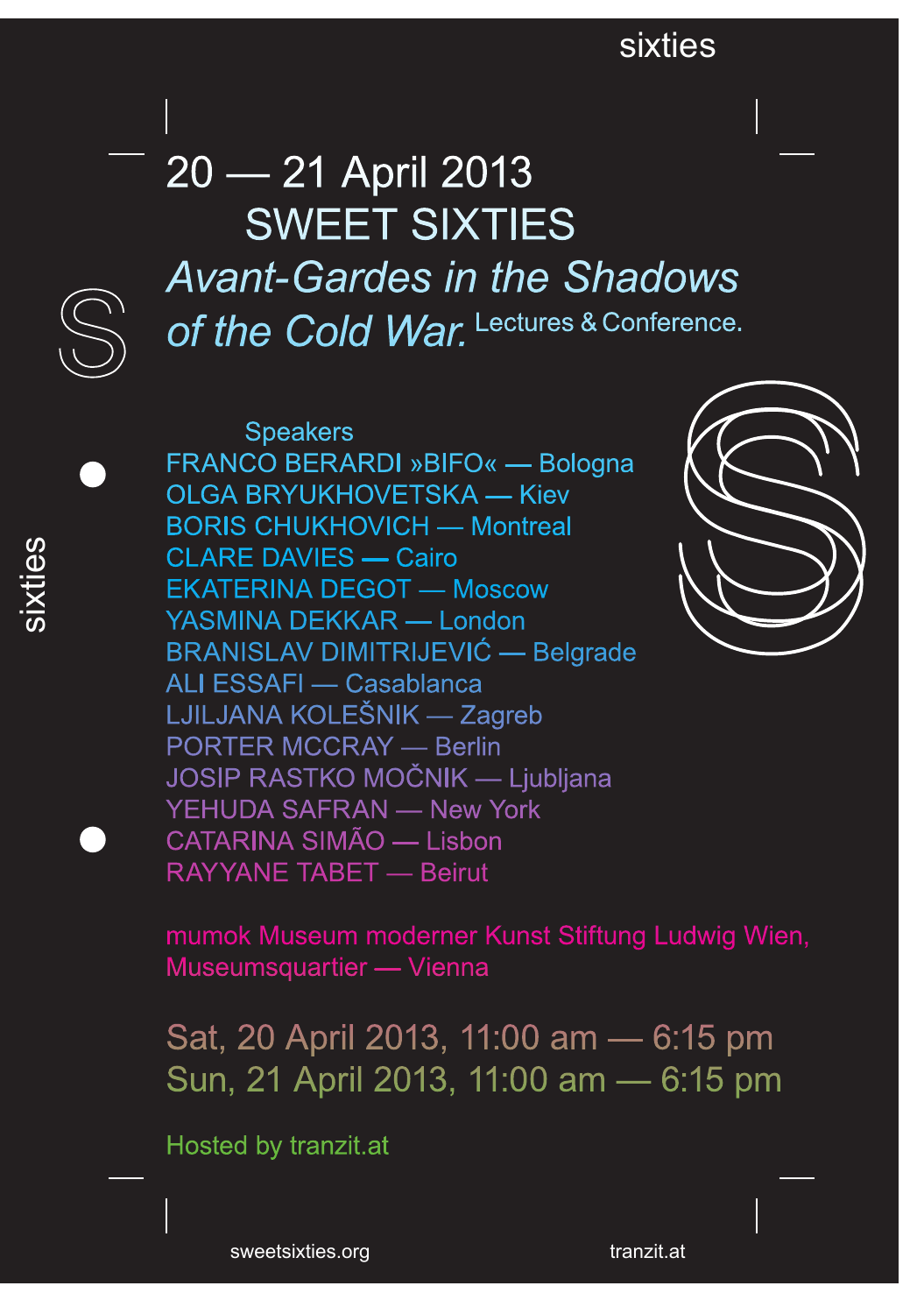# 20 — 21 April 2013

## SWEET SIXTIES

*Avant-Gardes in the Shadows of the Cold War.* Lectures & Conference.

Speakers

FRANCO BERARDI »BIFO« — Bologna
OLGA BRYUKHOVETSKA — Kiev
BORIS CHUKHOVICH — Montreal
CLARE DAVIES — Cairo
EKATERINA DEGOT — Moscow
YASMINA DEKKAR — London
BRANISLAV DIMITRIJEVIĆ — Belgrade
ALI ESSAFI — Casablanca
LJILJANA KOLEŠNIK — Zagreb
PORTER MCCRAY — Berlin
JOSIP RASTKO MOČNIK — Ljubljana
YEHUDA SAFRAN — New York
CATARINA SIMÃO — Lisbon
RAYYANE TABET — Beirut

mumok Museum moderner Kunst Stiftung Ludwig Wien,
Museumsquartier — Vienna

Sat, 20 April 2013, 11:00 am — 6:15 pm
Sun, 21 April 2013, 11:00 am — 6:15 pm

Hosted by tranzit.at

sweetsixties.org

tranzit.at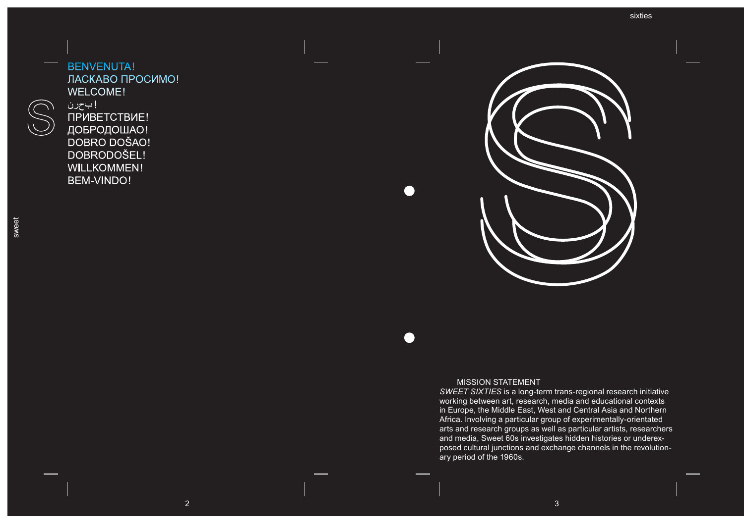BENVENUTA!
ЛАСКАВО ПРОСИМО!
WELCOME!
!نرحب
ПРИВЕТСТВИЕ!
ДОБРОДОШАО!
DOBRO DOŠAO!
DOBRODOŠEL!
WILLKOMMEN!
BEM-VINDO!

## MISSION STATEMENT

*SWEET SIXTIES* is a long-term trans-regional research initiative working between art, research, media and educational contexts in Europe, the Middle East, West and Central Asia and Northern Africa. Involving a particular group of experimentally-orientated arts and research groups as well as particular artists, researchers and media, Sweet 60s investigates hidden histories or underexposed cultural junctions and exchange channels in the revolutionary period of the 1960s.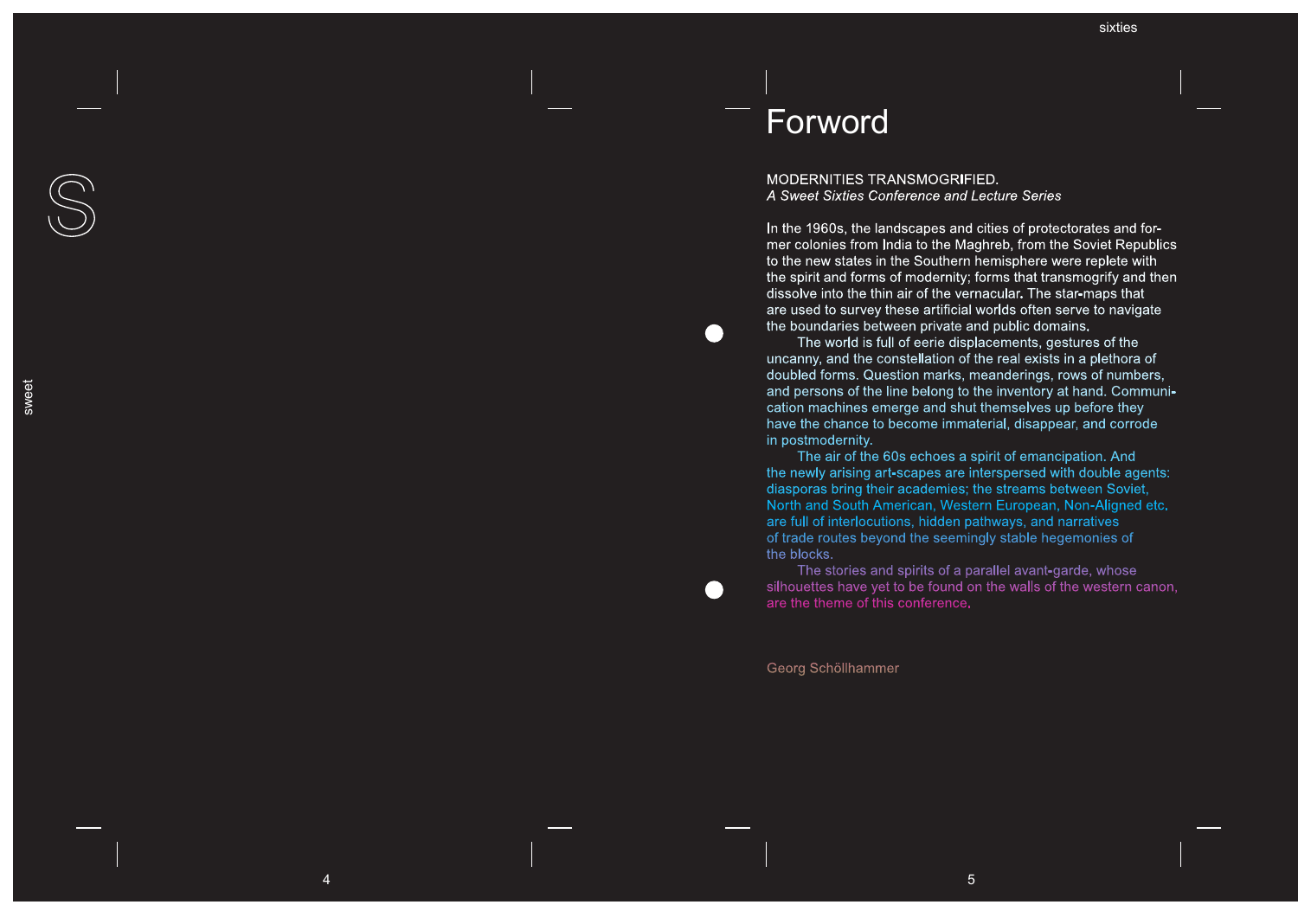# Forword

MODERNITIES TRANSMOGRIFIED.
*A Sweet Sixties Conference and Lecture Series*

In the 1960s, the landscapes and cities of protectorates and former colonies from India to the Maghreb, from the Soviet Republics to the new states in the Southern hemisphere were replete with the spirit and forms of modernity; forms that transmogrify and then dissolve into the thin air of the vernacular. The star-maps that are used to survey these artificial worlds often serve to navigate the boundaries between private and public domains.

The world is full of eerie displacements, gestures of the uncanny, and the constellation of the real exists in a plethora of doubled forms. Question marks, meanderings, rows of numbers, and persons of the line belong to the inventory at hand. Communication machines emerge and shut themselves up before they have the chance to become immaterial, disappear, and corrode in postmodernity.

The air of the 60s echoes a spirit of emancipation. And the newly arising art-scapes are interspersed with double agents: diasporas bring their academies; the streams between Soviet, North and South American, Western European, Non-Aligned etc. are full of interlocutions, hidden pathways, and narratives of trade routes beyond the seemingly stable hegemonies of the blocks.

The stories and spirits of a parallel avant-garde, whose silhouettes have yet to be found on the walls of the western canon, are the theme of this conference.

Georg Schöllhammer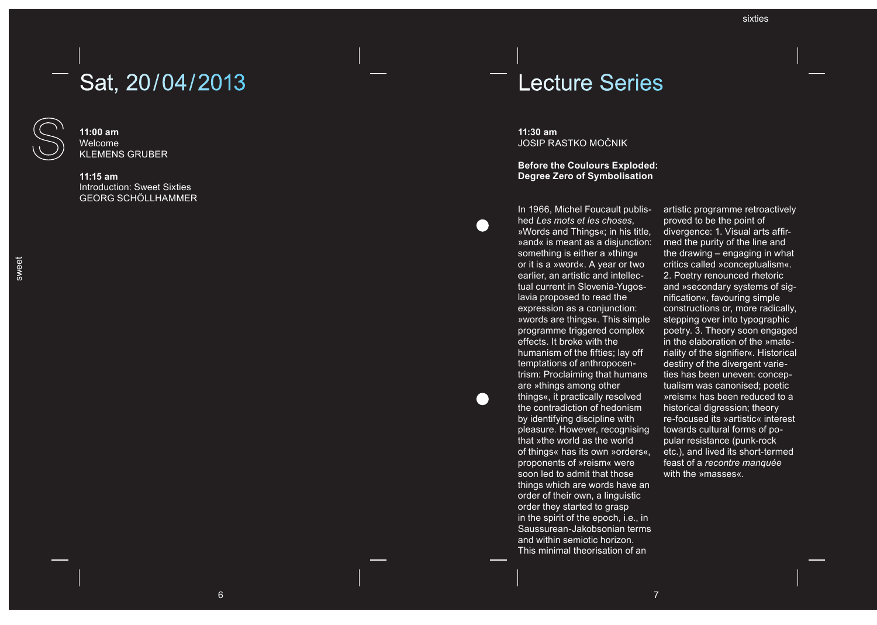# Sat, 20/04/2013

**11:00 am**
Welcome
KLEMENS GRUBER

**11:15 am**
Introduction: Sweet Sixties
GEORG SCHÖLLHAMMER

# Lecture Series

**11:30 am**
JOSIP RASTKO MOČNIK

**Before the Coulours Exploded: Degree Zero of Symbolisation**

In 1966, Michel Foucault published *Les mots et les choses*, »Words and Things«; in his title, »and« is meant as a disjunction: something is either a »thing« or it is a »word«. A year or two earlier, an artistic and intellectual current in Slovenia-Yugoslavia proposed to read the expression as a conjunction: »words are things«. This simple programme triggered complex effects. It broke with the humanism of the fifties; lay off temptations of anthropocentrism: Proclaiming that humans are »things among other things«, it practically resolved the contradiction of hedonism by identifying discipline with pleasure. However, recognising that »the world as the world of things« has its own »orders«, proponents of »reism« were soon led to admit that those things which are words have an order of their own, a linguistic order they started to grasp in the spirit of the epoch, i.e., in Saussurean-Jakobsonian terms and within semiotic horizon. This minimal theorisation of an artistic programme retroactively proved to be the point of divergence: 1. Visual arts affirmed the purity of the line and the drawing – engaging in what critics called »conceptualism«. 2. Poetry renounced rhetoric and »secondary systems of signification«, favouring simple constructions or, more radically, stepping over into typographic poetry. 3. Theory soon engaged in the elaboration of the »materiality of the signifier«. Historical destiny of the divergent varieties has been uneven: conceptualism was canonised; poetic »reism« has been reduced to a historical digression; theory re-focused its »artistic« interest towards cultural forms of popular resistance (punk-rock etc.), and lived its short-termed feast of a *recontre manquée* with the »masses«.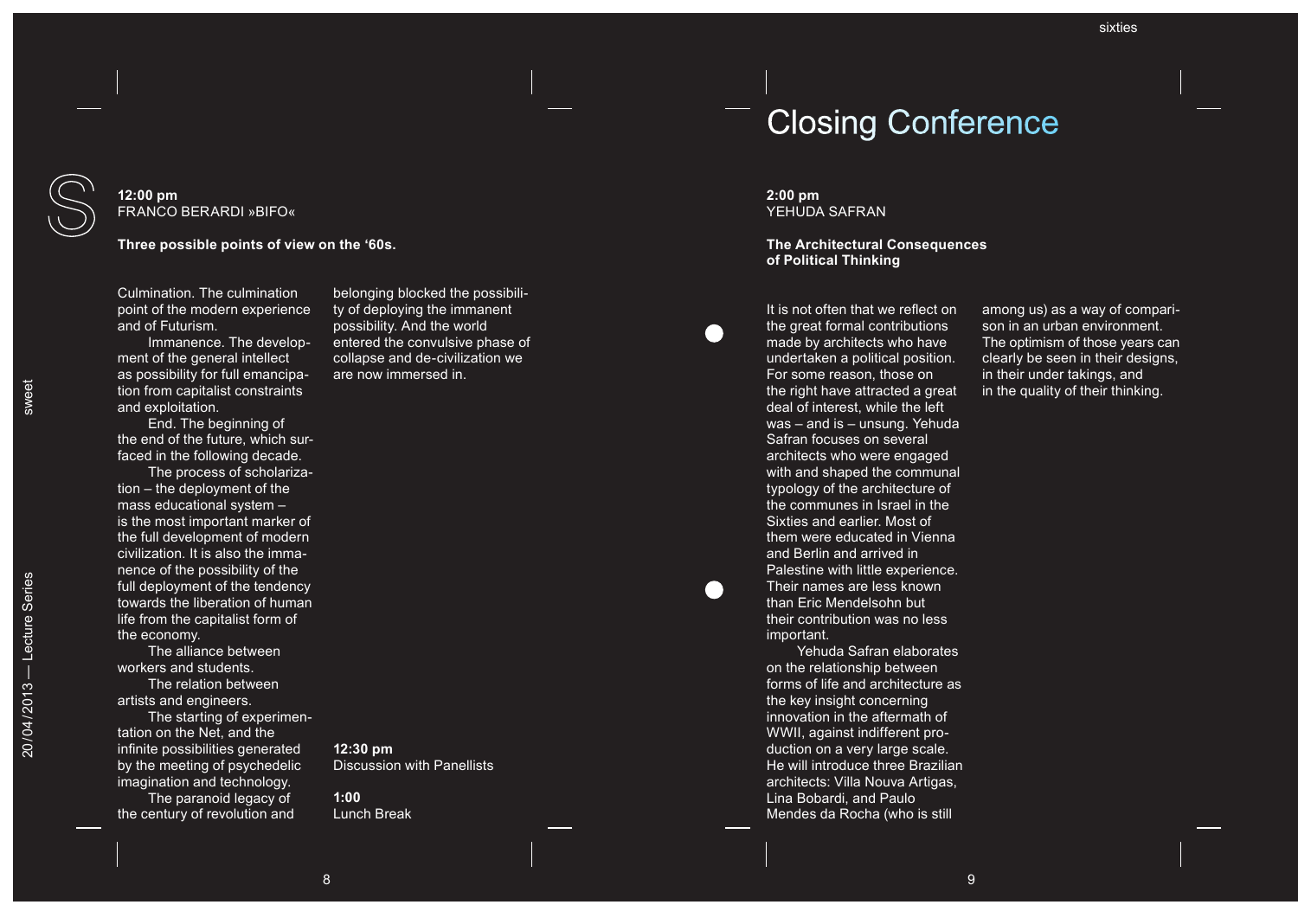**12:00 pm**
FRANCO BERARDI »BIFO«

**Three possible points of view on the '60s.**

Culmination. The culmination point of the modern experience and of Futurism.

Immanence. The development of the general intellect as possibility for full emancipation from capitalist constraints and exploitation.

End. The beginning of the end of the future, which surfaced in the following decade.

The process of scholarization – the deployment of the mass educational system – is the most important marker of the full development of modern civilization. It is also the immanence of the possibility of the full deployment of the tendency towards the liberation of human life from the capitalist form of the economy.

The alliance between workers and students.

The relation between artists and engineers.

The starting of experimentation on the Net, and the infinite possibilities generated by the meeting of psychedelic imagination and technology.

The paranoid legacy of the century of revolution and belonging blocked the possibility of deploying the immanent possibility. And the world entered the convulsive phase of collapse and de-civilization we are now immersed in.

**12:30 pm**
Discussion with Panellists

**1:00**
Lunch Break

# Closing Conference

**2:00 pm**
YEHUDA SAFRAN

**The Architectural Consequences of Political Thinking**

It is not often that we reflect on the great formal contributions made by architects who have undertaken a political position. For some reason, those on the right have attracted a great deal of interest, while the left was – and is – unsung. Yehuda Safran focuses on several architects who were engaged with and shaped the communal typology of the architecture of the communes in Israel in the Sixties and earlier. Most of them were educated in Vienna and Berlin and arrived in Palestine with little experience. Their names are less known than Eric Mendelsohn but their contribution was no less important.

Yehuda Safran elaborates on the relationship between forms of life and architecture as the key insight concerning innovation in the aftermath of WWII, against indifferent production on a very large scale. He will introduce three Brazilian architects: Villa Nouva Artigas, Lina Bobardi, and Paulo Mendes da Rocha (who is still among us) as a way of comparison in an urban environment. The optimism of those years can clearly be seen in their designs, in their under takings, and in the quality of their thinking.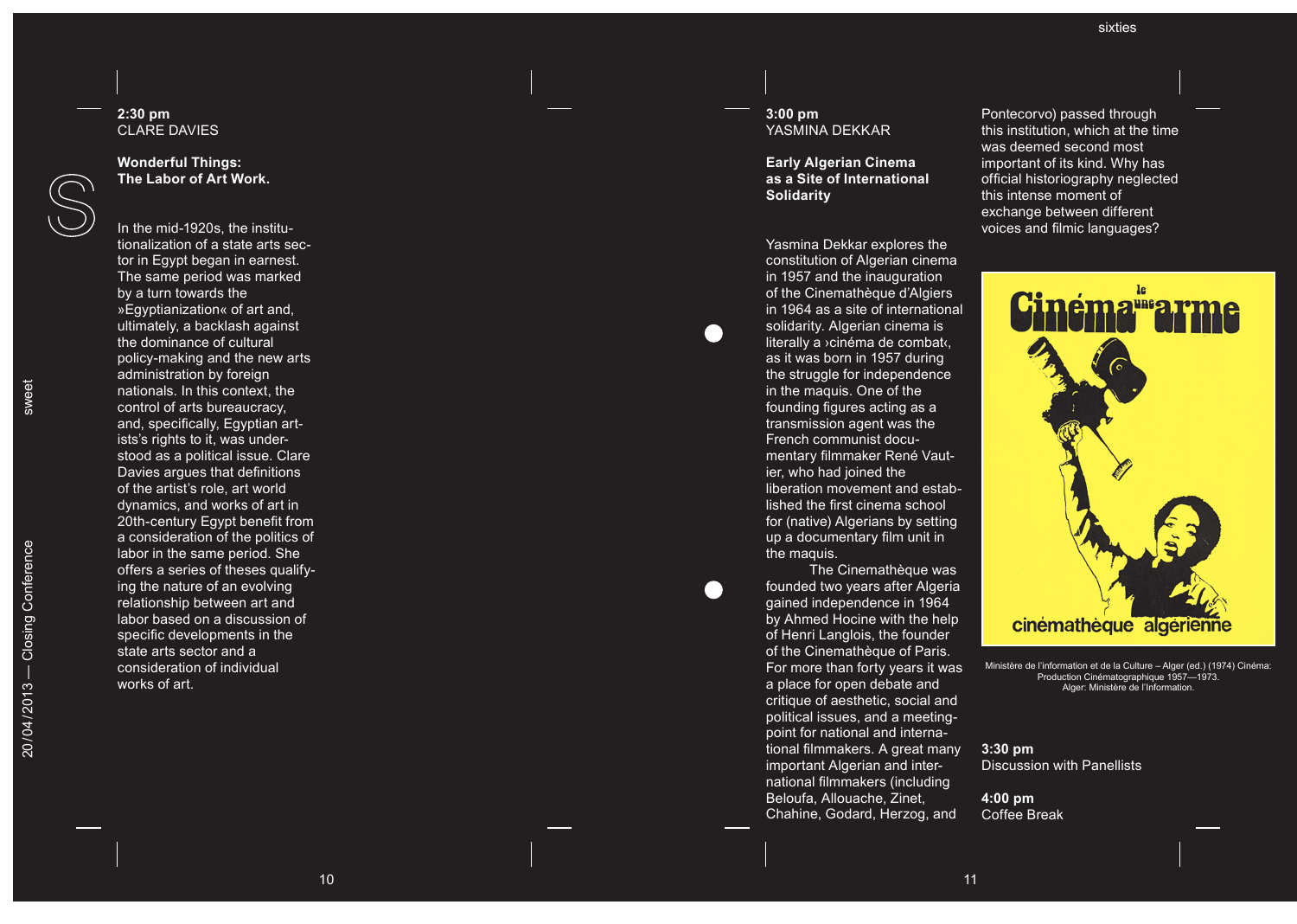**2:30 pm**
CLARE DAVIES

**Wonderful Things: The Labor of Art Work.**

In the mid-1920s, the institutionalization of a state arts sector in Egypt began in earnest. The same period was marked by a turn towards the »Egyptianization« of art and, ultimately, a backlash against the dominance of cultural policy-making and the new arts administration by foreign nationals. In this context, the control of arts bureaucracy, and, specifically, Egyptian artists's rights to it, was understood as a political issue. Clare Davies argues that definitions of the artist's role, art world dynamics, and works of art in 20th-century Egypt benefit from a consideration of the politics of labor in the same period. She offers a series of theses qualifying the nature of an evolving relationship between art and labor based on a discussion of specific developments in the state arts sector and a consideration of individual works of art.

**3:00 pm**
YASMINA DEKKAR

**Early Algerian Cinema as a Site of International Solidarity**

Yasmina Dekkar explores the constitution of Algerian cinema in 1957 and the inauguration of the Cinemathèque d'Algiers in 1964 as a site of international solidarity. Algerian cinema is literally a ›cinéma de combat‹, as it was born in 1957 during the struggle for independence in the maquis. One of the founding figures acting as a transmission agent was the French communist documentary filmmaker René Vautier, who had joined the liberation movement and established the first cinema school for (native) Algerians by setting up a documentary film unit in the maquis.

The Cinemathèque was founded two years after Algeria gained independence in 1964 by Ahmed Hocine with the help of Henri Langlois, the founder of the Cinemathèque of Paris. For more than forty years it was a place for open debate and critique of aesthetic, social and political issues, and a meeting-point for national and international filmmakers. A great many important Algerian and international filmmakers (including Beloufa, Allouache, Zinet, Chahine, Godard, Herzog, and Pontecorvo) passed through this institution, which at the time was deemed second most important of its kind. Why has official historiography neglected this intense moment of exchange between different voices and filmic languages?

Ministère de l'information et de la Culture – Alger (ed.) (1974) Cinéma: Production Cinématographique 1957—1973. Alger: Ministère de l'Information.

**3:30 pm**
Discussion with Panellists

**4:00 pm**
Coffee Break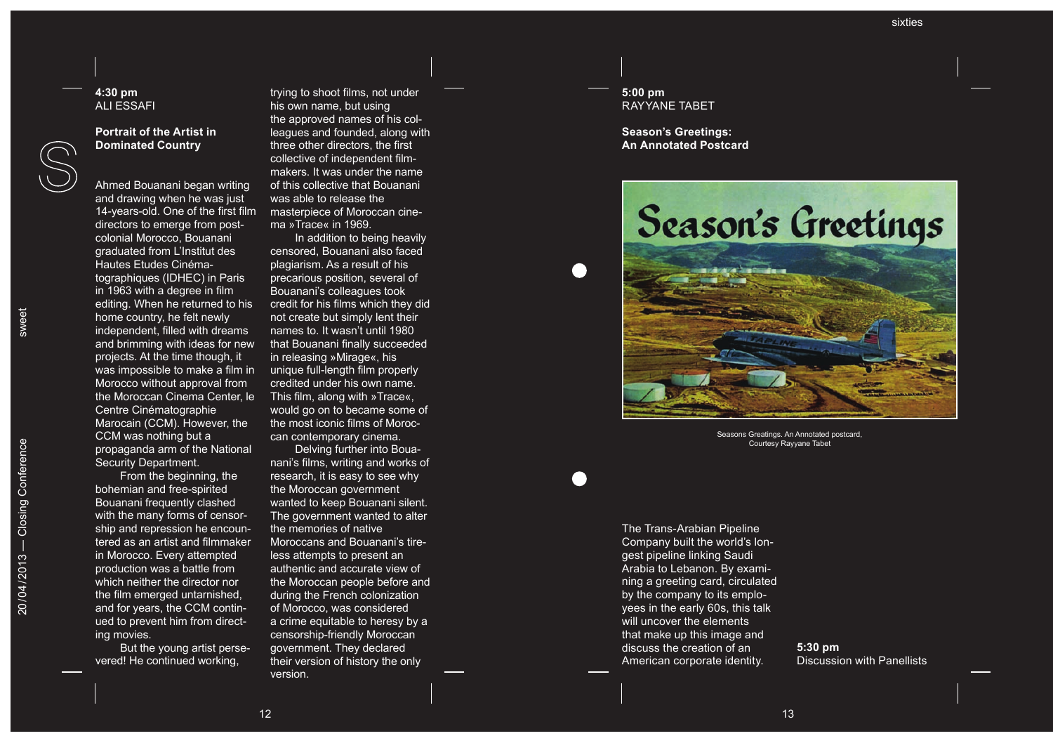**4:30 pm**
ALI ESSAFI

## Portrait of the Artist in Dominated Country

Ahmed Bouanani began writing and drawing when he was just 14-years-old. One of the first film directors to emerge from post-colonial Morocco, Bouanani graduated from L'Institut des Hautes Etudes Cinématographiques (IDHEC) in Paris in 1963 with a degree in film editing. When he returned to his home country, he felt newly independent, filled with dreams and brimming with ideas for new projects. At the time though, it was impossible to make a film in Morocco without approval from the Moroccan Cinema Center, le Centre Cinématographie Marocain (CCM). However, the CCM was nothing but a propaganda arm of the National Security Department.

From the beginning, the bohemian and free-spirited Bouanani frequently clashed with the many forms of censorship and repression he encountered as an artist and filmmaker in Morocco. Every attempted production was a battle from which neither the director nor the film emerged untarnished, and for years, the CCM continued to prevent him from directing movies.

But the young artist persevered! He continued working, trying to shoot films, not under his own name, but using the approved names of his colleagues and founded, along with three other directors, the first collective of independent filmmakers. It was under the name of this collective that Bouanani was able to release the masterpiece of Moroccan cinema »Trace« in 1969.

In addition to being heavily censored, Bouanani also faced plagiarism. As a result of his precarious position, several of Bouanani's colleagues took credit for his films which they did not create but simply lent their names to. It wasn't until 1980 that Bouanani finally succeeded in releasing »Mirage«, his unique full-length film properly credited under his own name. This film, along with »Trace«, would go on to became some of the most iconic films of Moroccan contemporary cinema.

Delving further into Bouanani's films, writing and works of research, it is easy to see why the Moroccan government wanted to keep Bouanani silent. The government wanted to alter the memories of native Moroccans and Bouanani's tireless attempts to present an authentic and accurate view of the Moroccan people before and during the French colonization of Morocco, was considered a crime equitable to heresy by a censorship-friendly Moroccan government. They declared their version of history the only version.

**5:00 pm**
RAYYANE TABET

## Season's Greetings: An Annotated Postcard

Seasons Greatings. An Annotated postcard, Courtesy Rayyane Tabet

The Trans-Arabian Pipeline Company built the world's longest pipeline linking Saudi Arabia to Lebanon. By examining a greeting card, circulated by the company to its employees in the early 60s, this talk will uncover the elements that make up this image and discuss the creation of an American corporate identity.

**5:30 pm**
Discussion with Panellists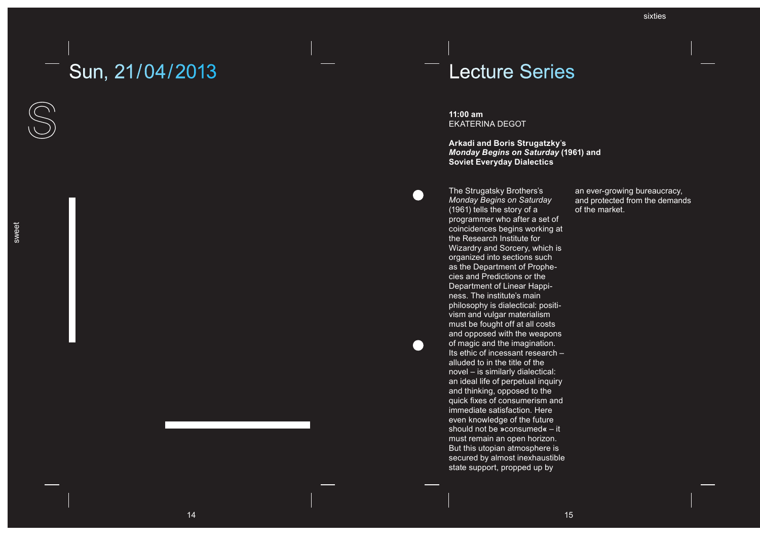# Sun, 21/04/2013

# Lecture Series

**11:00 am**
EKATERINA DEGOT

**Arkadi and Boris Strugatzky's *Monday Begins on Saturday* (1961) and Soviet Everyday Dialectics**

The Strugatsky Brothers's *Monday Begins on Saturday* (1961) tells the story of a programmer who after a set of coincidences begins working at the Research Institute for Wizardry and Sorcery, which is organized into sections such as the Department of Prophecies and Predictions or the Department of Linear Happiness. The institute's main philosophy is dialectical: positivism and vulgar materialism must be fought off at all costs and opposed with the weapons of magic and the imagination. Its ethic of incessant research – alluded to in the title of the novel – is similarly dialectical: an ideal life of perpetual inquiry and thinking, opposed to the quick fixes of consumerism and immediate satisfaction. Here even knowledge of the future should not be »consumed« – it must remain an open horizon. But this utopian atmosphere is secured by almost inexhaustible state support, propped up by an ever-growing bureaucracy, and protected from the demands of the market.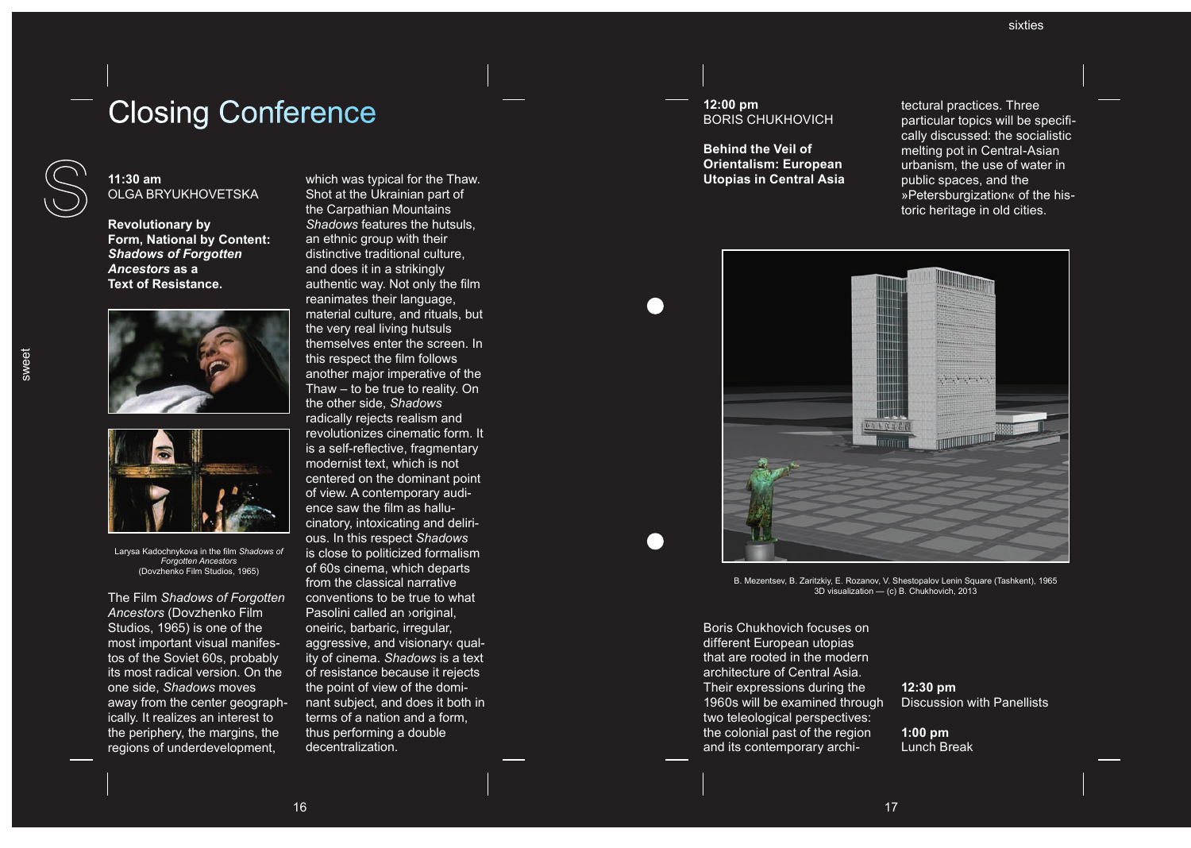# Closing Conference

**11:30 am**
OLGA BRYUKHOVETSKA

**Revolutionary by Form, National by Content: *Shadows of Forgotten Ancestors* as a Text of Resistance.**

Larysa Kadochnykova in the film *Shadows of Forgotten Ancestors* (Dovzhenko Film Studios, 1965)

The Film *Shadows of Forgotten Ancestors* (Dovzhenko Film Studios, 1965) is one of the most important visual manifestos of the Soviet 60s, probably its most radical version. On the one side, *Shadows* moves away from the center geographically. It realizes an interest to the periphery, the margins, the regions of underdevelopment, which was typical for the Thaw. Shot at the Ukrainian part of the Carpathian Mountains *Shadows* features the hutsuls, an ethnic group with their distinctive traditional culture, and does it in a strikingly authentic way. Not only the film reanimates their language, material culture, and rituals, but the very real living hutsuls themselves enter the screen. In this respect the film follows another major imperative of the Thaw – to be true to reality. On the other side, *Shadows* radically rejects realism and revolutionizes cinematic form. It is a self-reflective, fragmentary modernist text, which is not centered on the dominant point of view. A contemporary audience saw the film as hallucinatory, intoxicating and delirious. In this respect *Shadows* is close to politicized formalism of 60s cinema, which departs from the classical narrative conventions to be true to what Pasolini called an ›original, oneiric, barbaric, irregular, aggressive, and visionary‹ quality of cinema. *Shadows* is a text of resistance because it rejects the point of view of the dominant subject, and does it both in terms of a nation and a form, thus performing a double decentralization.

**12:00 pm**
BORIS CHUKHOVICH

**Behind the Veil of Orientalism: European Utopias in Central Asia**

B. Mezentsev, B. Zaritzkiy, E. Rozanov, V. Shestopalov Lenin Square (Tashkent), 1965
3D visualization — (c) B. Chukhovich, 2013

Boris Chukhovich focuses on different European utopias that are rooted in the modern architecture of Central Asia. Their expressions during the 1960s will be examined through two teleological perspectives: the colonial past of the region and its contemporary architectural practices. Three particular topics will be specifically discussed: the socialistic melting pot in Central-Asian urbanism, the use of water in public spaces, and the »Petersburgization« of the historic heritage in old cities.

**12:30 pm**
Discussion with Panellists

**1:00 pm**
Lunch Break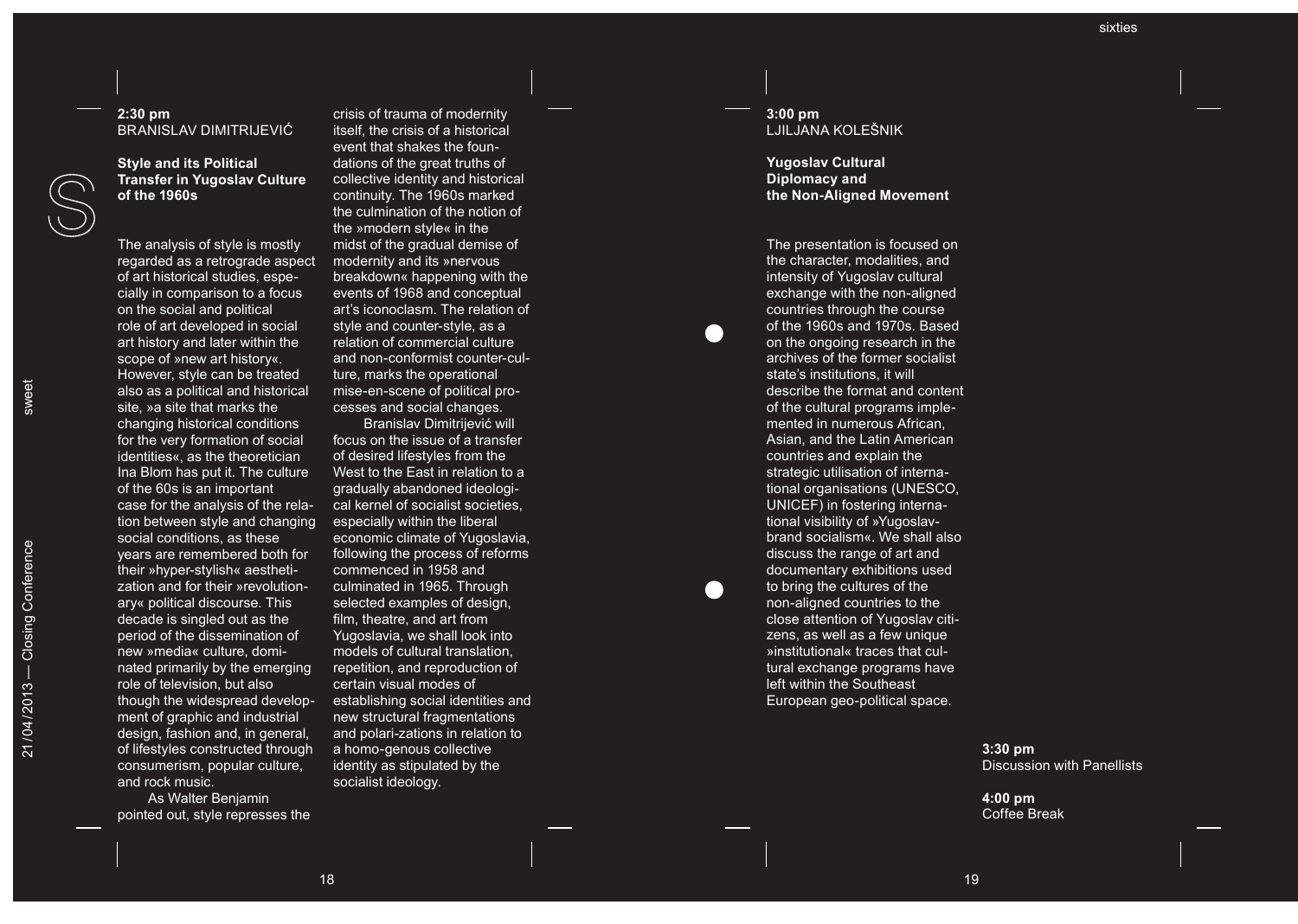**2:30 pm**
BRANISLAV DIMITRIJEVIĆ

### Style and its Political Transfer in Yugoslav Culture of the 1960s

The analysis of style is mostly regarded as a retrograde aspect of art historical studies, especially in comparison to a focus on the social and political role of art developed in social art history and later within the scope of »new art history«. However, style can be treated also as a political and historical site, »a site that marks the changing historical conditions for the very formation of social identities«, as the theoretician Ina Blom has put it. The culture of the 60s is an important case for the analysis of the relation between style and changing social conditions, as these years are remembered both for their »hyper-stylish« aesthetization and for their »revolutionary« political discourse. This decade is singled out as the period of the dissemination of new »media« culture, dominated primarily by the emerging role of television, but also though the widespread development of graphic and industrial design, fashion and, in general, of lifestyles constructed through consumerism, popular culture, and rock music.

As Walter Benjamin pointed out, style represses the crisis of trauma of modernity itself, the crisis of a historical event that shakes the foundations of the great truths of collective identity and historical continuity. The 1960s marked the culmination of the notion of the »modern style« in the midst of the gradual demise of modernity and its »nervous breakdown« happening with the events of 1968 and conceptual art's iconoclasm. The relation of style and counter-style, as a relation of commercial culture and non-conformist counter-culture, marks the operational mise-en-scene of political processes and social changes.

Branislav Dimitrijević will focus on the issue of a transfer of desired lifestyles from the West to the East in relation to a gradually abandoned ideological kernel of socialist societies, especially within the liberal economic climate of Yugoslavia, following the process of reforms commenced in 1958 and culminated in 1965. Through selected examples of design, film, theatre, and art from Yugoslavia, we shall look into models of cultural translation, repetition, and reproduction of certain visual modes of establishing social identities and new structural fragmentations and polari-zations in relation to a homo-genous collective identity as stipulated by the socialist ideology.

**3:00 pm**
LJILJANA KOLEŠNIK

### Yugoslav Cultural Diplomacy and the Non-Aligned Movement

The presentation is focused on the character, modalities, and intensity of Yugoslav cultural exchange with the non-aligned countries through the course of the 1960s and 1970s. Based on the ongoing research in the archives of the former socialist state's institutions, it will describe the format and content of the cultural programs implemented in numerous African, Asian, and the Latin American countries and explain the strategic utilisation of international organisations (UNESCO, UNICEF) in fostering international visibility of »Yugoslav-brand socialism«. We shall also discuss the range of art and documentary exhibitions used to bring the cultures of the non-aligned countries to the close attention of Yugoslav citizens, as well as a few unique »institutional« traces that cultural exchange programs have left within the Southeast European geo-political space.

**3:30 pm**
Discussion with Panellists

**4:00 pm**
Coffee Break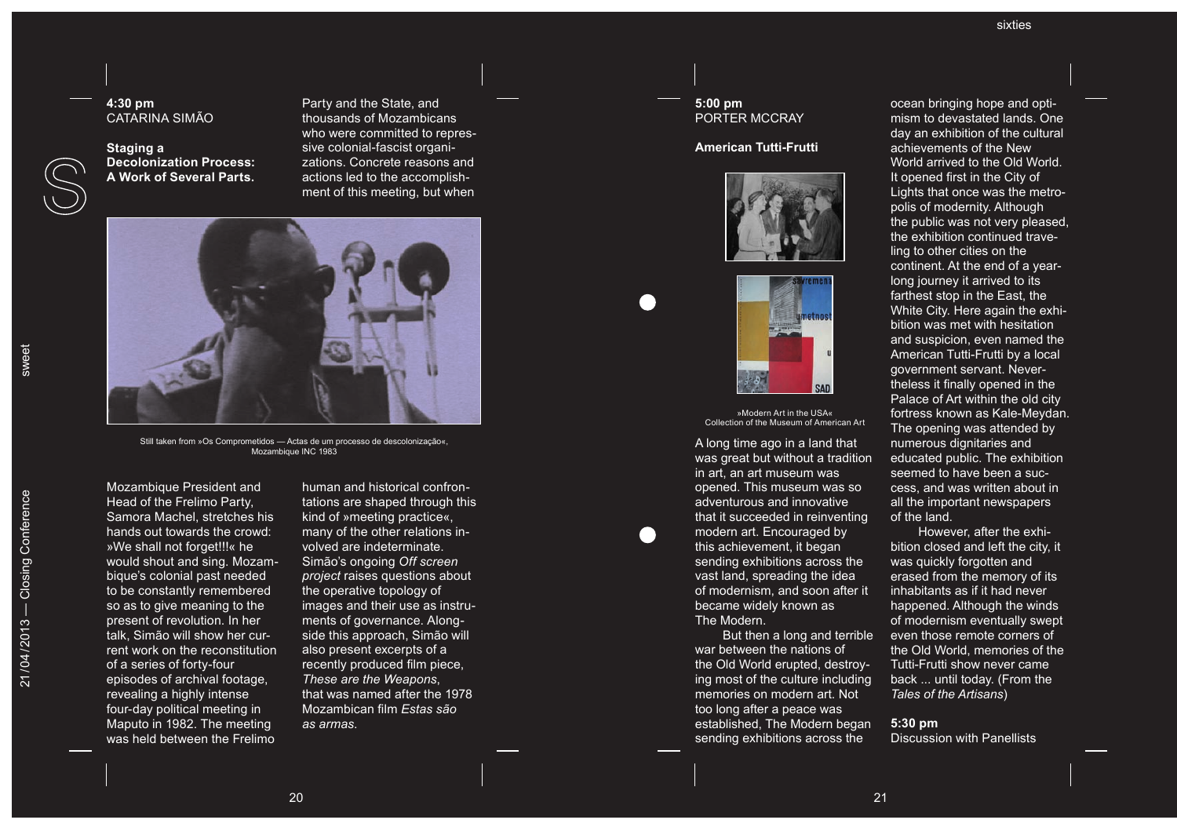**4:30 pm**
CATARINA SIMÃO

**Staging a Decolonization Process: A Work of Several Parts.**

Still taken from »Os Comprometidos — Actas de um processo de descolonização«, Mozambique INC 1983

Mozambique President and Head of the Frelimo Party, Samora Machel, stretches his hands out towards the crowd: »We shall not forget!!!« he would shout and sing. Mozambique's colonial past needed to be constantly remembered so as to give meaning to the present of revolution. In her talk, Simão will show her current work on the reconstitution of a series of forty-four episodes of archival footage, revealing a highly intense four-day political meeting in Maputo in 1982. The meeting was held between the Frelimo Party and the State, and thousands of Mozambicans who were committed to repressive colonial-fascist organizations. Concrete reasons and actions led to the accomplishment of this meeting, but when human and historical confrontations are shaped through this kind of »meeting practice«, many of the other relations involved are indeterminate. Simão's ongoing *Off screen project* raises questions about the operative topology of images and their use as instruments of governance. Alongside this approach, Simão will also present excerpts of a recently produced film piece, *These are the Weapons*, that was named after the 1978 Mozambican film *Estas são as armas*.

**5:00 pm**
PORTER MCCRAY

**American Tutti-Frutti**

»Modern Art in the USA«
Collection of the Museum of American Art

A long time ago in a land that was great but without a tradition in art, an art museum was opened. This museum was so adventurous and innovative that it succeeded in reinventing modern art. Encouraged by this achievement, it began sending exhibitions across the vast land, spreading the idea of modernism, and soon after it became widely known as The Modern.

But then a long and terrible war between the nations of the Old World erupted, destroying most of the culture including memories on modern art. Not too long after a peace was established, The Modern began sending exhibitions across the ocean bringing hope and optimism to devastated lands. One day an exhibition of the cultural achievements of the New World arrived to the Old World. It opened first in the City of Lights that once was the metropolis of modernity. Although the public was not very pleased, the exhibition continued traveling to other cities on the continent. At the end of a yearlong journey it arrived to its farthest stop in the East, the White City. Here again the exhibition was met with hesitation and suspicion, even named the American Tutti-Frutti by a local government servant. Nevertheless it finally opened in the Palace of Art within the old city fortress known as Kale-Meydan. The opening was attended by numerous dignitaries and educated public. The exhibition seemed to have been a success, and was written about in all the important newspapers of the land.

However, after the exhibition closed and left the city, it was quickly forgotten and erased from the memory of its inhabitants as if it had never happened. Although the winds of modernism eventually swept even those remote corners of the Old World, memories of the Tutti-Frutti show never came back ... until today. (From the *Tales of the Artisans*)

**5:30 pm**
Discussion with Panellists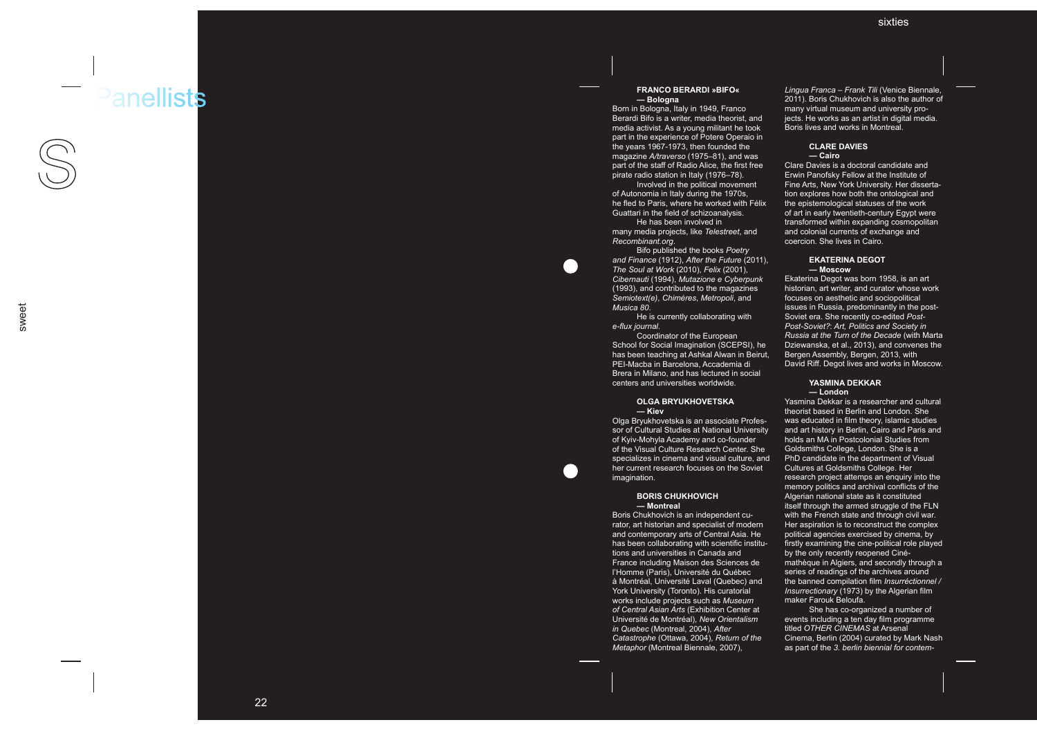# Panellists

### FRANCO BERARDI »BIFO« — Bologna

Born in Bologna, Italy in 1949, Franco Berardi Bifo is a writer, media theorist, and media activist. As a young militant he took part in the experience of Potere Operaio in the years 1967-1973, then founded the magazine *A/traverso* (1975–81), and was part of the staff of Radio Alice, the first free pirate radio station in Italy (1976–78).

Involved in the political movement of Autonomia in Italy during the 1970s, he fled to Paris, where he worked with Félix Guattari in the field of schizoanalysis.

He has been involved in many media projects, like *Telestreet*, and *Recombinant.org*.

Bifo published the books *Poetry and Finance* (1912), *After the Future* (2011), *The Soul at Work* (2010), *Felix* (2001), *Cibernauti* (1994), *Mutazione e Cyberpunk* (1993), and contributed to the magazines *Semiotext(e)*, *Chimères*, *Metropoli*, and *Musica 80*.

He is currently collaborating with *e-flux journal*.

Coordinator of the European School for Social Imagination (SCEPSI), he has been teaching at Ashkal Alwan in Beirut, PEI-Macba in Barcelona, Accademia di Brera in Milano, and has lectured in social centers and universities worldwide.

### OLGA BRYUKHOVETSKA — Kiev

Olga Bryukhovetska is an associate Professor of Cultural Studies at National University of Kyiv-Mohyla Academy and co-founder of the Visual Culture Research Center. She specializes in cinema and visual culture, and her current research focuses on the Soviet imagination.

### BORIS CHUKHOVICH — Montreal

Boris Chukhovich is an independent curator, art historian and specialist of modern and contemporary arts of Central Asia. He has been collaborating with scientific institutions and universities in Canada and France including Maison des Sciences de l'Homme (Paris), Université du Québec à Montréal, Université Laval (Quebec) and York University (Toronto). His curatorial works include projects such as *Museum of Central Asian Arts* (Exhibition Center at Université de Montréal), *New Orientalism in Quebec* (Montreal, 2004), *After Catastrophe* (Ottawa, 2004), *Return of the Metaphor* (Montreal Biennale, 2007), *Lingua Franca – Frank Tili* (Venice Biennale, 2011). Boris Chukhovich is also the author of many virtual museum and university projects. He works as an artist in digital media. Boris lives and works in Montreal.

### CLARE DAVIES — Cairo

Clare Davies is a doctoral candidate and Erwin Panofsky Fellow at the Institute of Fine Arts, New York University. Her dissertation explores how both the ontological and the epistemological statuses of the work of art in early twentieth-century Egypt were transformed within expanding cosmopolitan and colonial currents of exchange and coercion. She lives in Cairo.

### EKATERINA DEGOT — Moscow

Ekaterina Degot was born 1958, is an art historian, art writer, and curator whose work focuses on aesthetic and sociopolitical issues in Russia, predominantly in the post-Soviet era. She recently co-edited *Post-Post-Soviet?: Art, Politics and Society in Russia at the Turn of the Decade* (with Marta Dziewanska, et al., 2013), and convenes the Bergen Assembly, Bergen, 2013, with David Riff. Degot lives and works in Moscow.

### YASMINA DEKKAR — London

Yasmina Dekkar is a researcher and cultural theorist based in Berlin and London. She was educated in film theory, islamic studies and art history in Berlin, Cairo and Paris and holds an MA in Postcolonial Studies from Goldsmiths College, London. She is a PhD candidate in the department of Visual Cultures at Goldsmiths College. Her research project attempts an enquiry into the memory politics and archival conflicts of the Algerian national state as it constituted itself through the armed struggle of the FLN with the French state and through civil war. Her aspiration is to reconstruct the complex political agencies exercised by cinema, by firstly examining the cine-political role played by the only recently reopened Cinémathèque in Algiers, and secondly through a series of readings of the archives around the banned compilation film *Insurréctionnel / Insurrectionary* (1973) by the Algerian film maker Farouk Beloufa.

She has co-organized a number of events including a ten day film programme titled *OTHER CINEMAS* at Arsenal Cinema, Berlin (2004) curated by Mark Nash as part of the *3. berlin biennial for contem-*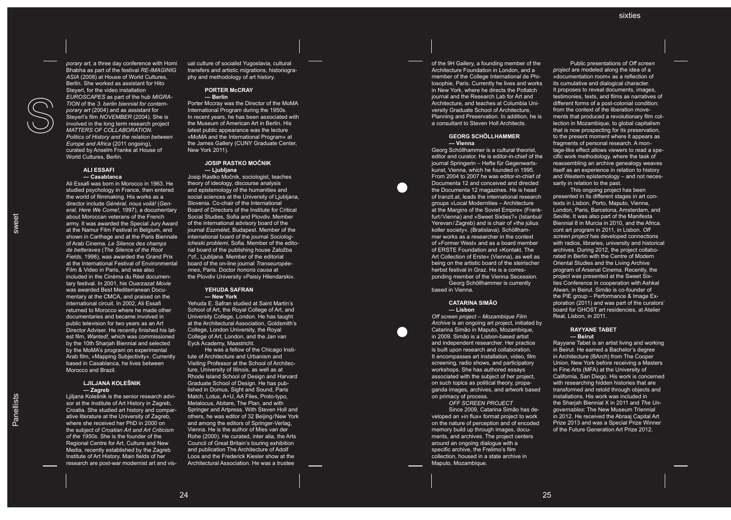*porary art*, a three day conference with Homi Bhabha as part of the festival *RE-IMAGINIG ASIA* (2008) at House of World Cultures, Berlin. She worked as assistant for Hito Steyerl, for the video installation *EUROSCAPES* as part of the hub *MIGRATION* of the *3. berlin biennial for contemporary art* (2004) and as assistant for Steyerl's film *NOVEMBER* (2004). She is involved in the long term research project *MATTERS OF COLLABORATION. Politics of History and the relation between Europe and Africa* (2011 ongoing), curated by Anselm Franke at House of World Cultures, Berlin.

### ALI ESSAFI
### — Casablanca

Ali Essafi was born in Morocco in 1963. He studied psychology in France, then entered the world of filmmaking. His works as a director include *Général, nous voilà!* (*General, Here We Come!*, 1997), a documentary about Moroccan veterans of the French army. It was awarded the Special Jury Award at the Namur Film Festival in Belgium, and shown in Carthage and at the Paris Biennale of Arab Cinema. *Le Silence des champs de betteraves* (*The Silence of the Root Fields*, 1998), was awarded the Grand Prix at the International Festival of Environmental Film & Video in Paris, and was also included in the Cinéma du Réel documentary festival. In 2001, his *Ouarzazat Movie* was awarded Best Mediterranean Documentary at the CMCA, and praised on the international circuit. In 2002, Ali Essafi returned to Morocco where he made other documentaries and became involved in public television for two years as an Art Director Adviser. He recently finished his latest film, *Wanted!*, which was commissioned by the 10th Sharjah Biennial and selected by the MoMA's program on experimental Arab film, »Mapping Subjectivity«. Currently based in Casablanca, he lives between Morocco and Brazil.

### LJILJANA KOLEŠNIK
### — Zagreb

Ljiljana Kolešnik is the senior research advisor at the Institute of Art History in Zagreb, Croatia. She studied art history and comparative literature at the University of Zagreb, where she received her PhD in 2000 on the subject of *Croatian Art and Art Criticism of the 1950s*. She is the founder of the Regional Centre for Art, Culture and New Media, recently established by the Zagreb Institute of Art History. Main fields of her research are post-war modernist art and visual culture of socialist Yugoslavia, cultural transfers and artistic migrations, historiography and methodology of art history.

### PORTER McCRAY
### — Berlin

Porter Mccray was the Director of the MoMA International Program during the 1950s. In recent years, he has been associated with the Museum of American Art in Berlin. His latest public appearance was the lecture »MoMA and the International Program« at the James Gallery (CUNY Graduate Center, New York 2011).

### JOSIP RASTKO MOČNIK
### — Ljubljana

Josip Rastko Močnik, sociologist, teaches theory of ideology, discourse analysis and epistemology of the humanities and social sciences at the University of Ljubljana, Slovenia. Co-chair of the International Board of Directors of the Institute for Critical Social Studies, Sofia and Plovdiv. Member of the international advisory board of the journal *Eszmélet*, Budapest. Member of the international board of the journal *Sociologicheski problemi*, Sofia. Member of the editorial board of the publishing house Založba /*cf., Ljubljana. Member of the editorial board of the on-line journal *Transeuropéennes*, Paris. Doctor *honoris causa* at the Plovdiv University »Paisiy Hilendarski«.

### YEHUDA SAFRAN
### — New York

Yehuda E. Safran studied at Saint Martin's School of Art, the Royal College of Art, and University College, London. He has taught at the Architectural Association, Goldsmith's College, London University, the Royal College of Art, London, and the Jan van Eyck Academy, Maastricht.

He was a fellow of the Chicago Institute of Architecture and Urbanism and Visiting Professor at the School of Architecture, University of Illinois, as well as at Rhode Island School of Design and Harvard Graduate School of Design. He has published in Domus, Sight and Sound, Paris Match, Lotus, A+U, AA Files, Proto-typo, Metalocus, Abitare, The Plan, and with Springer and Artpress. With Steven Holl and others, he was editor of 32 Beijing/New York and among the editors of Springer-Verlag, Vienna. He is the author of Mies van der Rohe (2000). He curated, inter alia, the Arts Council of Great Britain's touring exhibition and publication The Architecture of Adolf Loos and the Frederick Kiesler show at the Architectural Association. He was a trustee of the 9H Gallery, a founding member of the Architecture Foundation in London, and a member of the College International de Philosophie, Paris. Currently he lives and works in New York, where he directs the Potlatch journal and the Research Lab for Art and Architecture, and teaches at Columbia University Graduate School of Architecture, Planning and Preservation. In addition, he is a consultant to Steven Holl Architects.

### GEORG SCHÖLLHAMMER
### — Vienna

Georg Schöllhammer is a cultural theorist, editor and curator. He is editor-in-chief of the journal Springerin – Hefte für Gegenwartskunst, Vienna, which he founded in 1995. From 2004 to 2007 he was editor-in-chief of Documenta 12 and conceived and directed the Documenta 12 magazines. He is head of tranzit.at, leads the international research groups »Local Modernities – Architecture at the Margins of the Soviet Empire« (Frankfurt/Vienna) and »Sweet Sixties?« (Istanbul/Yerevan/Zagreb) and is chair of »the július koller society«. (Bratislava). Schöllhammer works as a researcher in the context of »Former West« and as a board member of ERSTE Foundation and »Kontakt. The Art Collection of Erste« (Vienna), as well as being on the artistic board of the steirischer herbst festival in Graz. He is a corresponding member of the Vienna Secession.

Georg Schöllhammer is currently based in Vienna.

### CATARINA SIMÃO
### — Lisbon

*Off screen project – Mozambique Film Archive* is an ongoing art project, initiated by Catarina Simão in Maputo, Mozambique, in 2009. Simão is a Lisbon-based artist and independent researcher. Her practice is built upon research and collaboration. It encompasses art installation, video, film screening, radio shows, and participatory workshops. She has authored essays associated with the subject of her project, on such topics as political theory, propaganda images, archives, and artwork based on primacy of process.

*OFF SCREEN PROJECT*

Since 2009, Catarina Simão has developed an »in flux« format project to work on the nature of perception and of encoded memory build up through images, documents, and archives. The project centers around an ongoing dialogue with a specific archive, the Frelimo's film collection, housed in a state archive in Maputo, Mozambique.

Public presentations of *Off screen project* are modeled along the idea of a »documentation room« as a reflection of its cumulative and dialogical character. It proposes to reveal documents, images, testimonies, texts, and films as narratives of different forms of a post-colonial condition: from the context of the liberation movements that produced a revolutionary film collection in Mozambique, to global capitalism that is now prospecting for its preservation, to the present moment where it appears as fragments of personal research. A montage-like effect allows viewers to read a specific work methodology, where the task of reassembling an archive genealogy weaves itself as an experience in relation to history and Western epistemology – and not necessarily in relation to the past.

This ongoing project has been presented in its different stages in art contexts in Lisbon, Porto, Maputo, Vienna, London, Paris, Barcelona, Amsterdam, and Seville. It was also part of the Manifesta Biennial 8 in Murcia in 2010, and the Africa. cont art program in 2011, in Lisbon. *Off screen project* has developed connections with radios, libraries, university and historical archives. During 2012, the project collaborated in Berlin with the Centre of Modern Oriental Studies and the Living Archive program of Arsenal Cinema. Recently, the project was presented at the Sweet Sixties Conference in cooperation with Ashkal Alwan, in Beirut. Simão is co-founder of the PIE group – Performance & Image Exploration (2011) and was part of the curators' board for GHOST art residencies, at Atelier Real, Lisbon, in 2011.

### RAYYANE TABET
### — Beirut

Rayyane Tabet is an artist living and working in Beirut. He earned a Bachelor's degree in Architecture (BArch) from The Cooper Union, New York before receiving a Masters in Fine Arts (MFA) at the University of California, San Diego. His work is concerned with researching hidden histories that are transformed and retold through objects and installations. His work was included in the Sharjah Biennial X in 2011 and *The Ungovernables*: The New Museum Triennial in 2012. He received the Abraaj Capital Art Prize 2013 and was a Special Prize Winner of the Future Generation Art Prize 2012.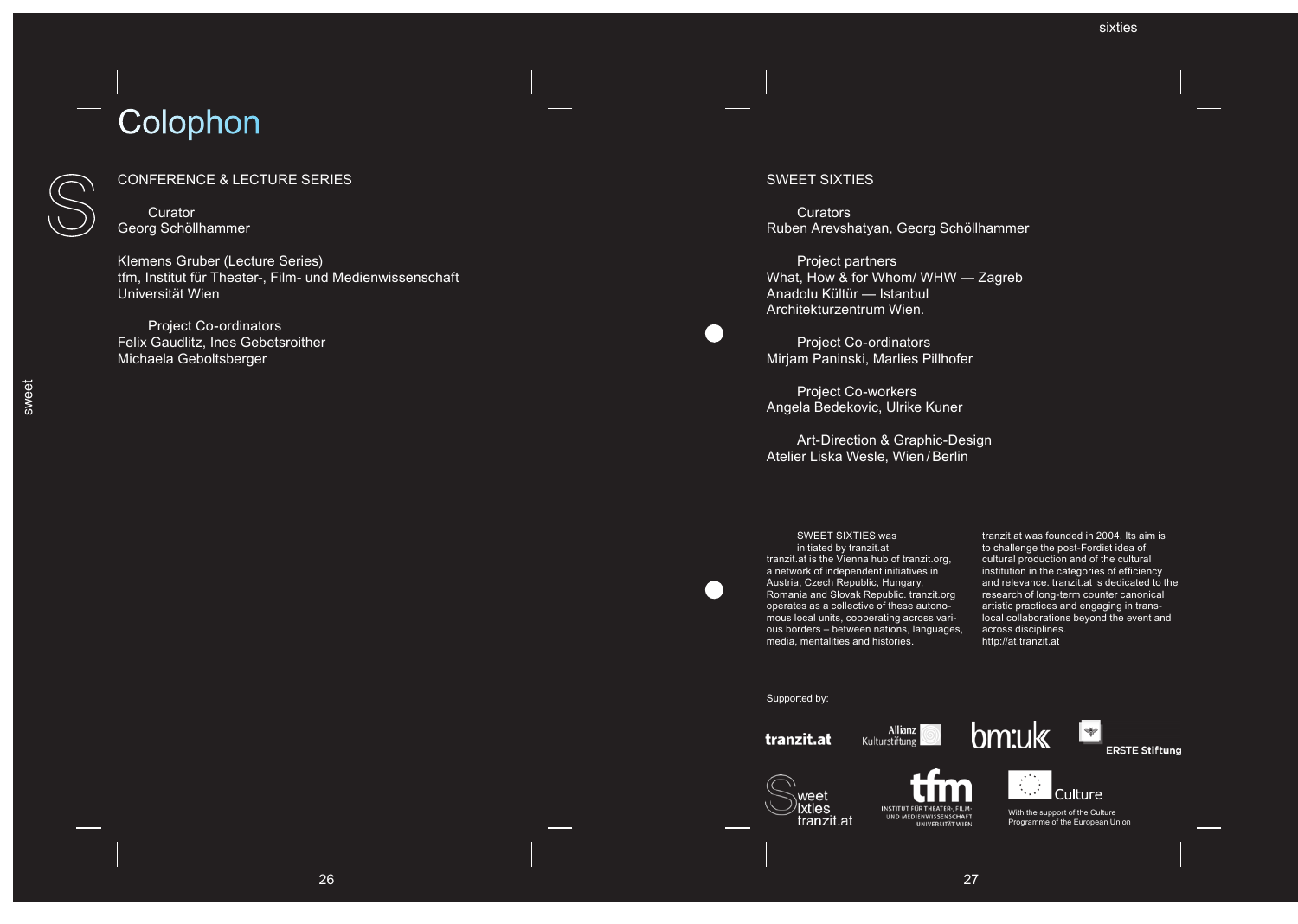# Colophon

## CONFERENCE & LECTURE SERIES

Curator
Georg Schöllhammer

Klemens Gruber (Lecture Series)
tfm, Institut für Theater-, Film- und Medienwissenschaft
Universität Wien

Project Co-ordinators
Felix Gaudlitz, Ines Gebetsroither
Michaela Geboltsberger

## SWEET SIXTIES

Curators
Ruben Arevshatyan, Georg Schöllhammer

Project partners
What, How & for Whom/ WHW — Zagreb
Anadolu Kültür — Istanbul
Architekturzentrum Wien.

Project Co-ordinators
Mirjam Paninski, Marlies Pillhofer

Project Co-workers
Angela Bedekovic, Ulrike Kuner

Art-Direction & Graphic-Design
Atelier Liska Wesle, Wien / Berlin

SWEET SIXTIES was initiated by tranzit.at
tranzit.at is the Vienna hub of tranzit.org, a network of independent initiatives in Austria, Czech Republic, Hungary, Romania and Slovak Republic. tranzit.org operates as a collective of these autonomous local units, cooperating across various borders – between nations, languages, media, mentalities and histories.

tranzit.at was founded in 2004. Its aim is to challenge the post-Fordist idea of cultural production and of the cultural institution in the categories of efficiency and relevance. tranzit.at is dedicated to the research of long-term counter canonical artistic practices and engaging in trans-local collaborations beyond the event and across disciplines.
http://at.tranzit.at

Supported by:

tranzit.at — Allianz Kulturstiftung — bm:uk — ERSTE Stiftung — Sweet Sixties tranzit.at — tfm Institut für Theater-, Film- und Medienwissenschaft Universität Wien — Culture

With the support of the Culture Programme of the European Union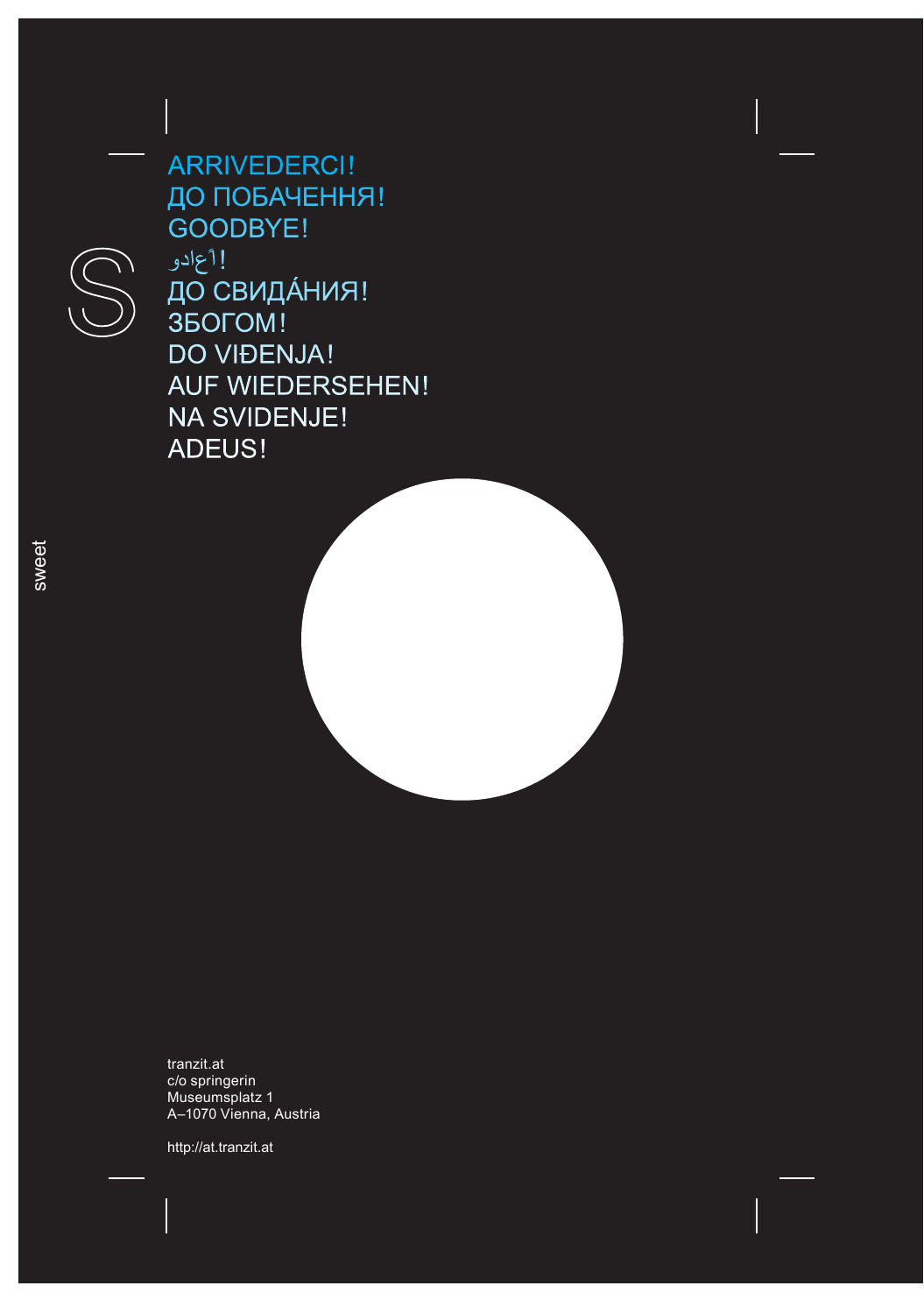ARRIVEDERCI!
ДО ПОБАЧЕННЯ!
GOODBYE!
!وداعاً
ДО СВИДА́НИЯ!
ЗБОГОМ!
DO VIĐENJA!
AUF WIEDERSEHEN!
NA SVIDENJE!
ADEUS!

sweet

tranzit.at
c/o springerin
Museumsplatz 1
A–1070 Vienna, Austria

http://at.tranzit.at